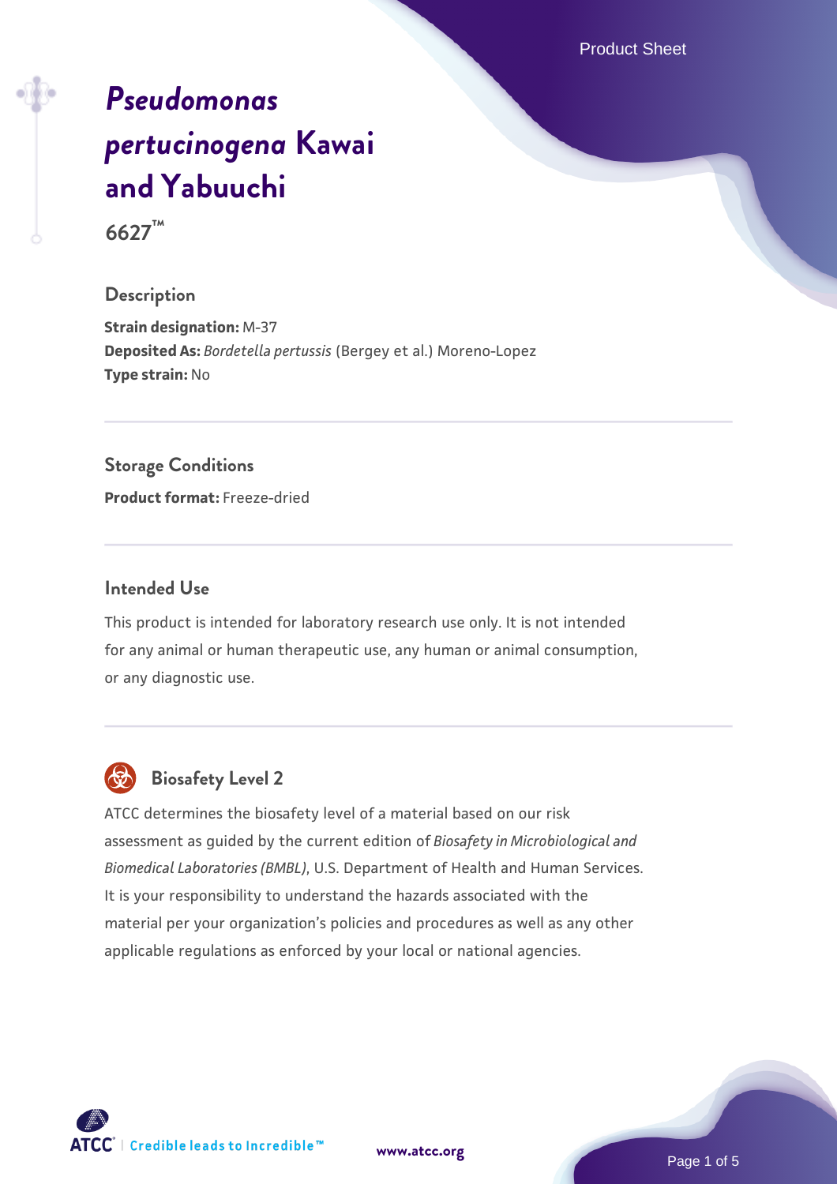# *Pseudomonas pertucinogena* Kawai and Yabuuchi

**6627™**

## Description

**Strain designation:** M-37
**Deposited As:** *Bordetella pertussis* (Bergey et al.) Moreno-Lopez
**Type strain:** No

## Storage Conditions

**Product format:** Freeze-dried

## Intended Use

This product is intended for laboratory research use only. It is not intended for any animal or human therapeutic use, any human or animal consumption, or any diagnostic use.

## Biosafety Level 2

ATCC determines the biosafety level of a material based on our risk assessment as guided by the current edition of *Biosafety in Microbiological and Biomedical Laboratories (BMBL)*, U.S. Department of Health and Human Services. It is your responsibility to understand the hazards associated with the material per your organization's policies and procedures as well as any other applicable regulations as enforced by your local or national agencies.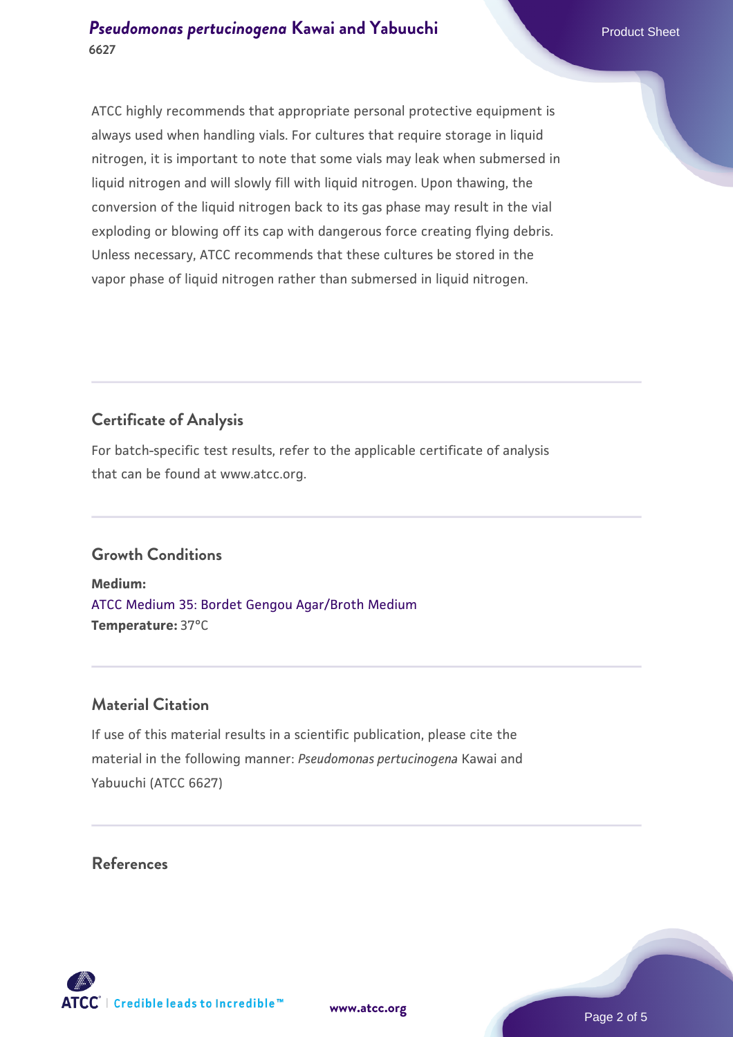ATCC highly recommends that appropriate personal protective equipment is always used when handling vials. For cultures that require storage in liquid nitrogen, it is important to note that some vials may leak when submersed in liquid nitrogen and will slowly fill with liquid nitrogen. Upon thawing, the conversion of the liquid nitrogen back to its gas phase may result in the vial exploding or blowing off its cap with dangerous force creating flying debris. Unless necessary, ATCC recommends that these cultures be stored in the vapor phase of liquid nitrogen rather than submersed in liquid nitrogen.

## Certificate of Analysis

For batch-specific test results, refer to the applicable certificate of analysis that can be found at www.atcc.org.

## Growth Conditions

**Medium:**
ATCC Medium 35: Bordet Gengou Agar/Broth Medium
**Temperature:** 37°C

## Material Citation

If use of this material results in a scientific publication, please cite the material in the following manner: *Pseudomonas pertucinogena* Kawai and Yabuuchi (ATCC 6627)

## References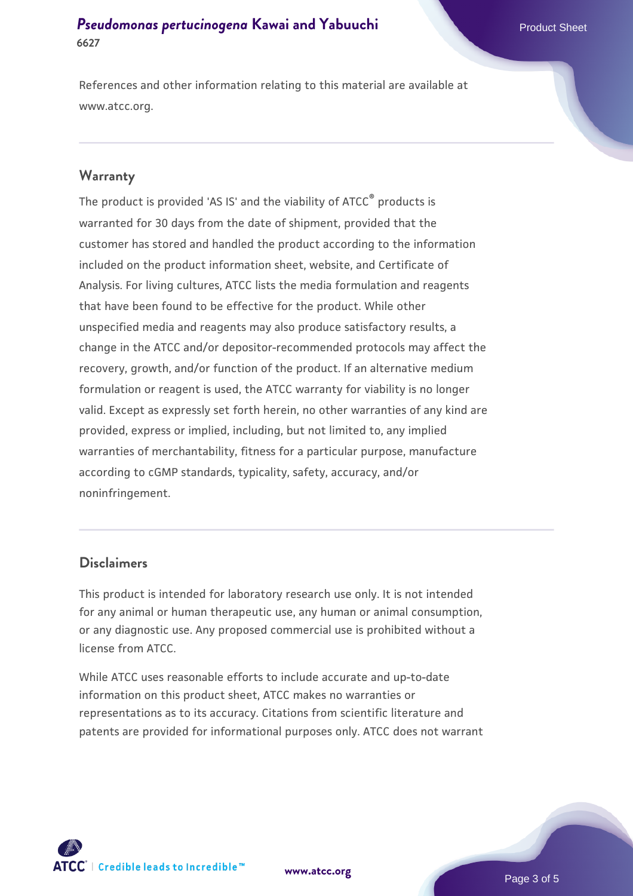References and other information relating to this material are available at www.atcc.org.

## Warranty

The product is provided 'AS IS' and the viability of ATCC® products is warranted for 30 days from the date of shipment, provided that the customer has stored and handled the product according to the information included on the product information sheet, website, and Certificate of Analysis. For living cultures, ATCC lists the media formulation and reagents that have been found to be effective for the product. While other unspecified media and reagents may also produce satisfactory results, a change in the ATCC and/or depositor-recommended protocols may affect the recovery, growth, and/or function of the product. If an alternative medium formulation or reagent is used, the ATCC warranty for viability is no longer valid. Except as expressly set forth herein, no other warranties of any kind are provided, express or implied, including, but not limited to, any implied warranties of merchantability, fitness for a particular purpose, manufacture according to cGMP standards, typicality, safety, accuracy, and/or noninfringement.

## Disclaimers

This product is intended for laboratory research use only. It is not intended for any animal or human therapeutic use, any human or animal consumption, or any diagnostic use. Any proposed commercial use is prohibited without a license from ATCC.

While ATCC uses reasonable efforts to include accurate and up-to-date information on this product sheet, ATCC makes no warranties or representations as to its accuracy. Citations from scientific literature and patents are provided for informational purposes only. ATCC does not warrant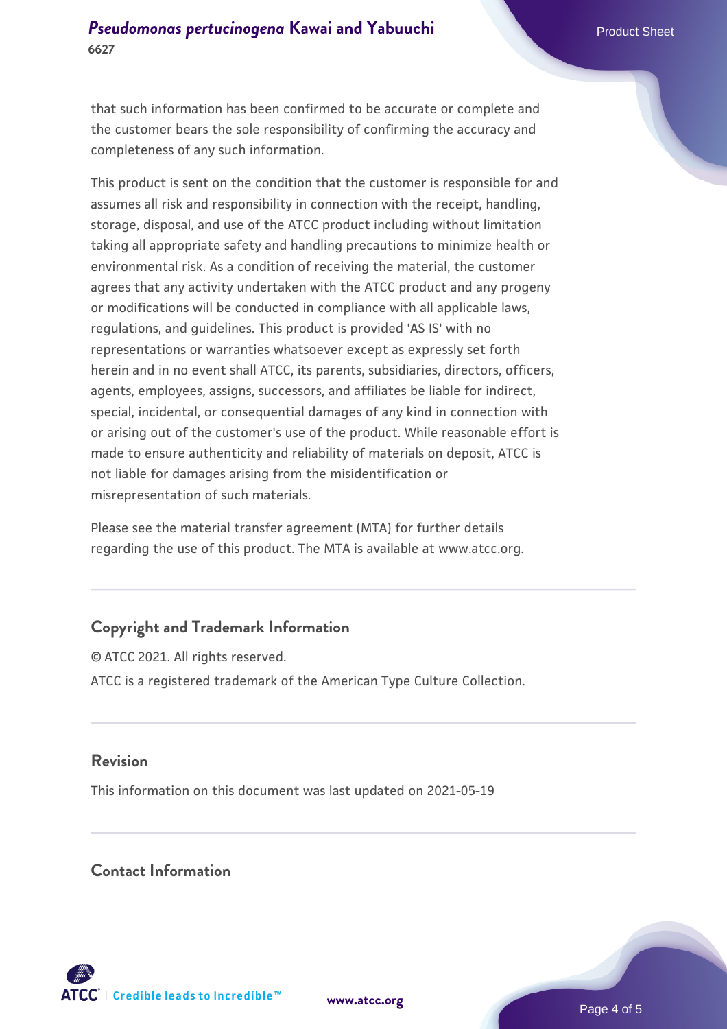that such information has been confirmed to be accurate or complete and the customer bears the sole responsibility of confirming the accuracy and completeness of any such information.

This product is sent on the condition that the customer is responsible for and assumes all risk and responsibility in connection with the receipt, handling, storage, disposal, and use of the ATCC product including without limitation taking all appropriate safety and handling precautions to minimize health or environmental risk. As a condition of receiving the material, the customer agrees that any activity undertaken with the ATCC product and any progeny or modifications will be conducted in compliance with all applicable laws, regulations, and guidelines. This product is provided 'AS IS' with no representations or warranties whatsoever except as expressly set forth herein and in no event shall ATCC, its parents, subsidiaries, directors, officers, agents, employees, assigns, successors, and affiliates be liable for indirect, special, incidental, or consequential damages of any kind in connection with or arising out of the customer's use of the product. While reasonable effort is made to ensure authenticity and reliability of materials on deposit, ATCC is not liable for damages arising from the misidentification or misrepresentation of such materials.

Please see the material transfer agreement (MTA) for further details regarding the use of this product. The MTA is available at www.atcc.org.

## Copyright and Trademark Information

© ATCC 2021. All rights reserved.

ATCC is a registered trademark of the American Type Culture Collection.

## Revision

This information on this document was last updated on 2021-05-19

## Contact Information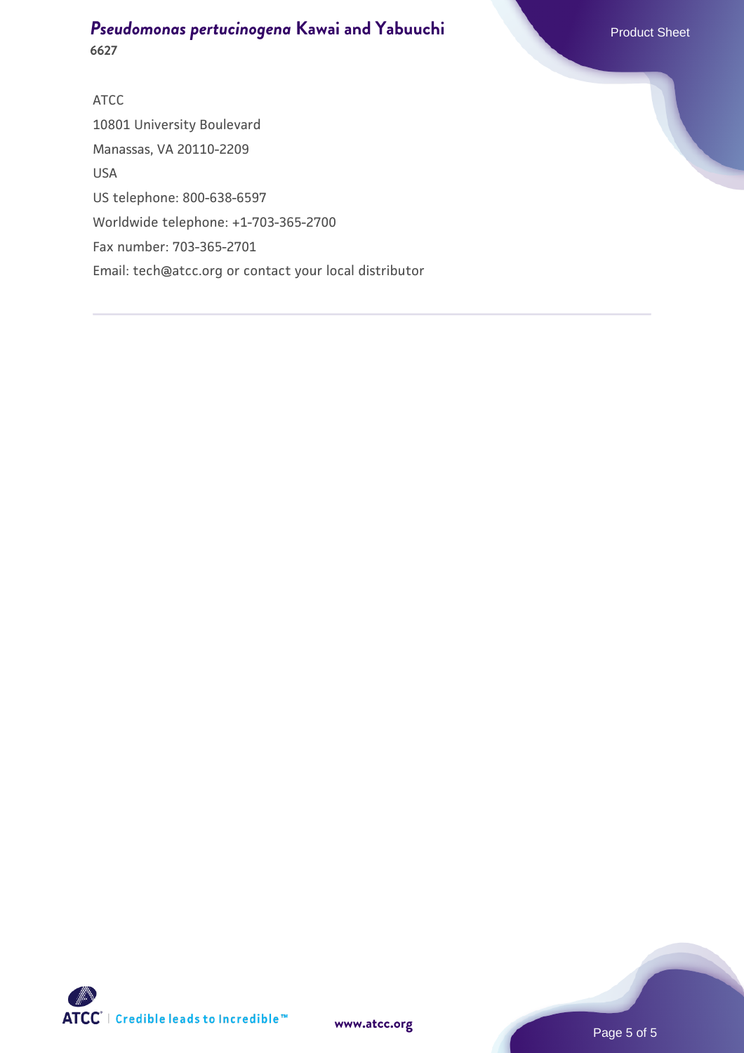ATCC

10801 University Boulevard

Manassas, VA 20110-2209

USA

US telephone: 800-638-6597

Worldwide telephone: +1-703-365-2700

Fax number: 703-365-2701

Email: tech@atcc.org or contact your local distributor